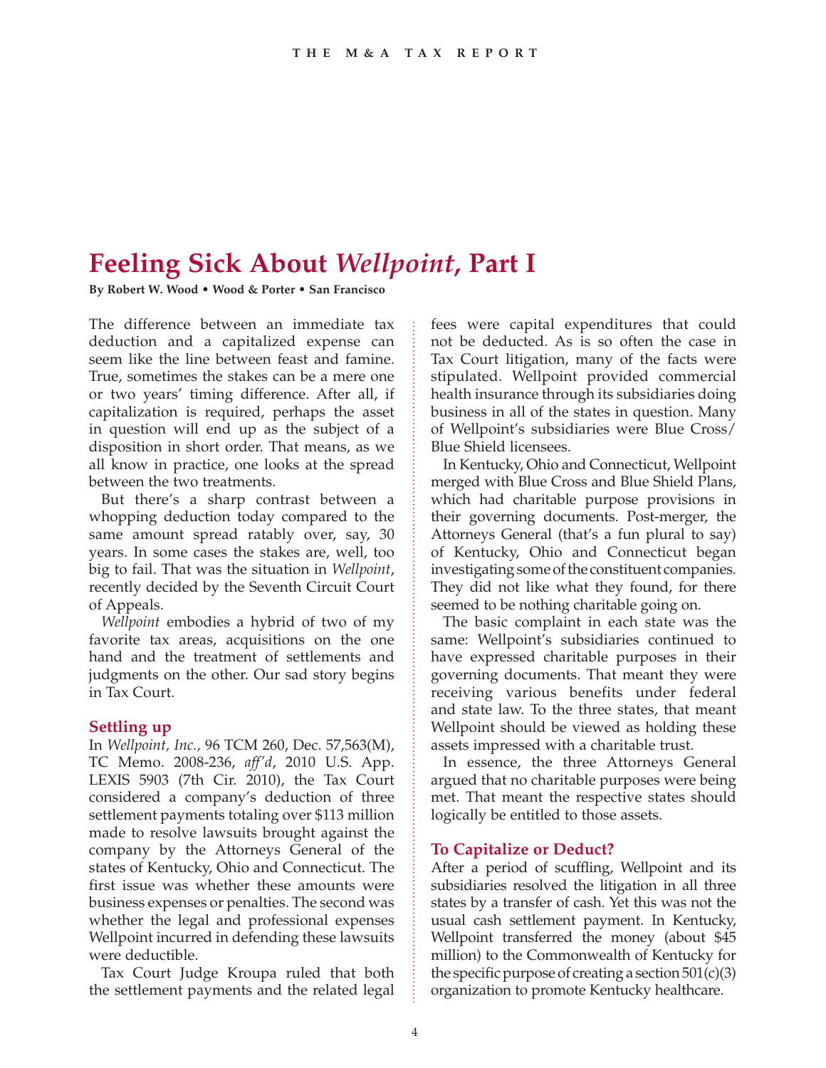# Feeling Sick About *Wellpoint*, Part I

**By Robert W. Wood • Wood & Porter • San Francisco**

The difference between an immediate tax deduction and a capitalized expense can seem like the line between feast and famine. True, sometimes the stakes can be a mere one or two years' timing difference. After all, if capitalization is required, perhaps the asset in question will end up as the subject of a disposition in short order. That means, as we all know in practice, one looks at the spread between the two treatments.

But there's a sharp contrast between a whopping deduction today compared to the same amount spread ratably over, say, 30 years. In some cases the stakes are, well, too big to fail. That was the situation in *Wellpoint*, recently decided by the Seventh Circuit Court of Appeals.

*Wellpoint* embodies a hybrid of two of my favorite tax areas, acquisitions on the one hand and the treatment of settlements and judgments on the other. Our sad story begins in Tax Court.

## Settling up

In *Wellpoint, Inc.,* 96 TCM 260, Dec. 57,563(M), TC Memo. 2008-236, *aff'd*, 2010 U.S. App. LEXIS 5903 (7th Cir. 2010), the Tax Court considered a company's deduction of three settlement payments totaling over $113 million made to resolve lawsuits brought against the company by the Attorneys General of the states of Kentucky, Ohio and Connecticut. The first issue was whether these amounts were business expenses or penalties. The second was whether the legal and professional expenses Wellpoint incurred in defending these lawsuits were deductible.

Tax Court Judge Kroupa ruled that both the settlement payments and the related legal fees were capital expenditures that could not be deducted. As is so often the case in Tax Court litigation, many of the facts were stipulated. Wellpoint provided commercial health insurance through its subsidiaries doing business in all of the states in question. Many of Wellpoint's subsidiaries were Blue Cross/ Blue Shield licensees.

In Kentucky, Ohio and Connecticut, Wellpoint merged with Blue Cross and Blue Shield Plans, which had charitable purpose provisions in their governing documents. Post-merger, the Attorneys General (that's a fun plural to say) of Kentucky, Ohio and Connecticut began investigating some of the constituent companies. They did not like what they found, for there seemed to be nothing charitable going on.

The basic complaint in each state was the same: Wellpoint's subsidiaries continued to have expressed charitable purposes in their governing documents. That meant they were receiving various benefits under federal and state law. To the three states, that meant Wellpoint should be viewed as holding these assets impressed with a charitable trust.

In essence, the three Attorneys General argued that no charitable purposes were being met. That meant the respective states should logically be entitled to those assets.

## To Capitalize or Deduct?

After a period of scuffling, Wellpoint and its subsidiaries resolved the litigation in all three states by a transfer of cash. Yet this was not the usual cash settlement payment. In Kentucky, Wellpoint transferred the money (about $45 million) to the Commonwealth of Kentucky for the specific purpose of creating a section 501(c)(3) organization to promote Kentucky healthcare.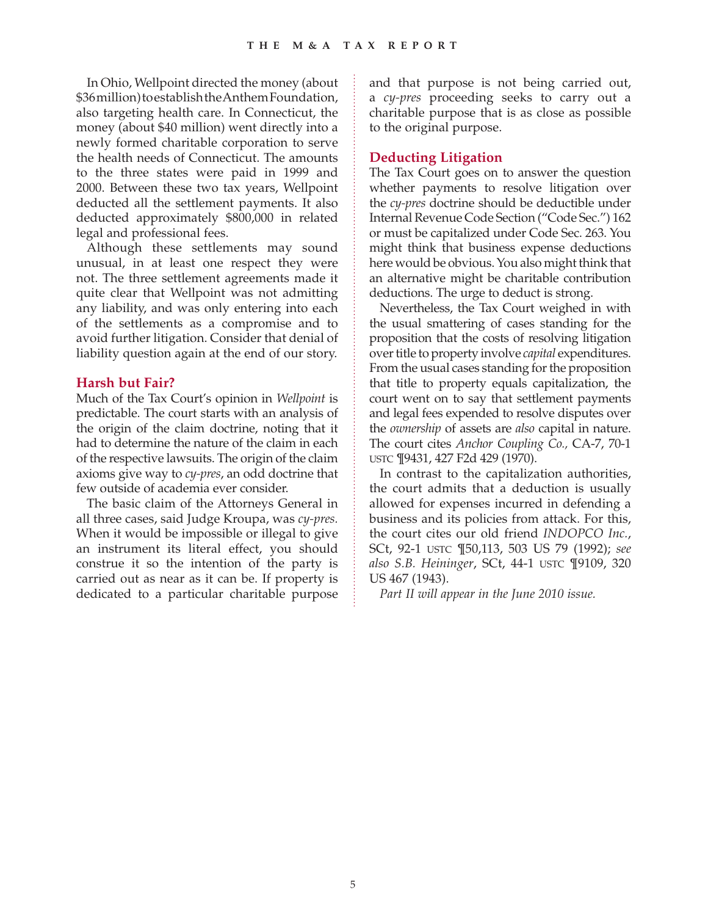In Ohio, Wellpoint directed the money (about $36 million) to establish the Anthem Foundation, also targeting health care. In Connecticut, the money (about $40 million) went directly into a newly formed charitable corporation to serve the health needs of Connecticut. The amounts to the three states were paid in 1999 and 2000. Between these two tax years, Wellpoint deducted all the settlement payments. It also deducted approximately $800,000 in related legal and professional fees.

Although these settlements may sound unusual, in at least one respect they were not. The three settlement agreements made it quite clear that Wellpoint was not admitting any liability, and was only entering into each of the settlements as a compromise and to avoid further litigation. Consider that denial of liability question again at the end of our story.

## Harsh but Fair?

Much of the Tax Court's opinion in *Wellpoint* is predictable. The court starts with an analysis of the origin of the claim doctrine, noting that it had to determine the nature of the claim in each of the respective lawsuits. The origin of the claim axioms give way to *cy-pres*, an odd doctrine that few outside of academia ever consider.

The basic claim of the Attorneys General in all three cases, said Judge Kroupa, was *cy-pres.* When it would be impossible or illegal to give an instrument its literal effect, you should construe it so the intention of the party is carried out as near as it can be. If property is dedicated to a particular charitable purpose and that purpose is not being carried out, a *cy-pres* proceeding seeks to carry out a charitable purpose that is as close as possible to the original purpose.

## Deducting Litigation

The Tax Court goes on to answer the question whether payments to resolve litigation over the *cy-pres* doctrine should be deductible under Internal Revenue Code Section ("Code Sec.") 162 or must be capitalized under Code Sec. 263. You might think that business expense deductions here would be obvious. You also might think that an alternative might be charitable contribution deductions. The urge to deduct is strong.

Nevertheless, the Tax Court weighed in with the usual smattering of cases standing for the proposition that the costs of resolving litigation over title to property involve *capital* expenditures. From the usual cases standing for the proposition that title to property equals capitalization, the court went on to say that settlement payments and legal fees expended to resolve disputes over the *ownership* of assets are *also* capital in nature. The court cites *Anchor Coupling Co.,* CA-7, 70-1 USTC ¶9431, 427 F2d 429 (1970).

In contrast to the capitalization authorities, the court admits that a deduction is usually allowed for expenses incurred in defending a business and its policies from attack. For this, the court cites our old friend *INDOPCO Inc.*, SCt, 92-1 USTC ¶50,113, 503 US 79 (1992); *see also S.B. Heininger*, SCt, 44-1 USTC ¶9109, 320 US 467 (1943).

*Part II will appear in the June 2010 issue.*